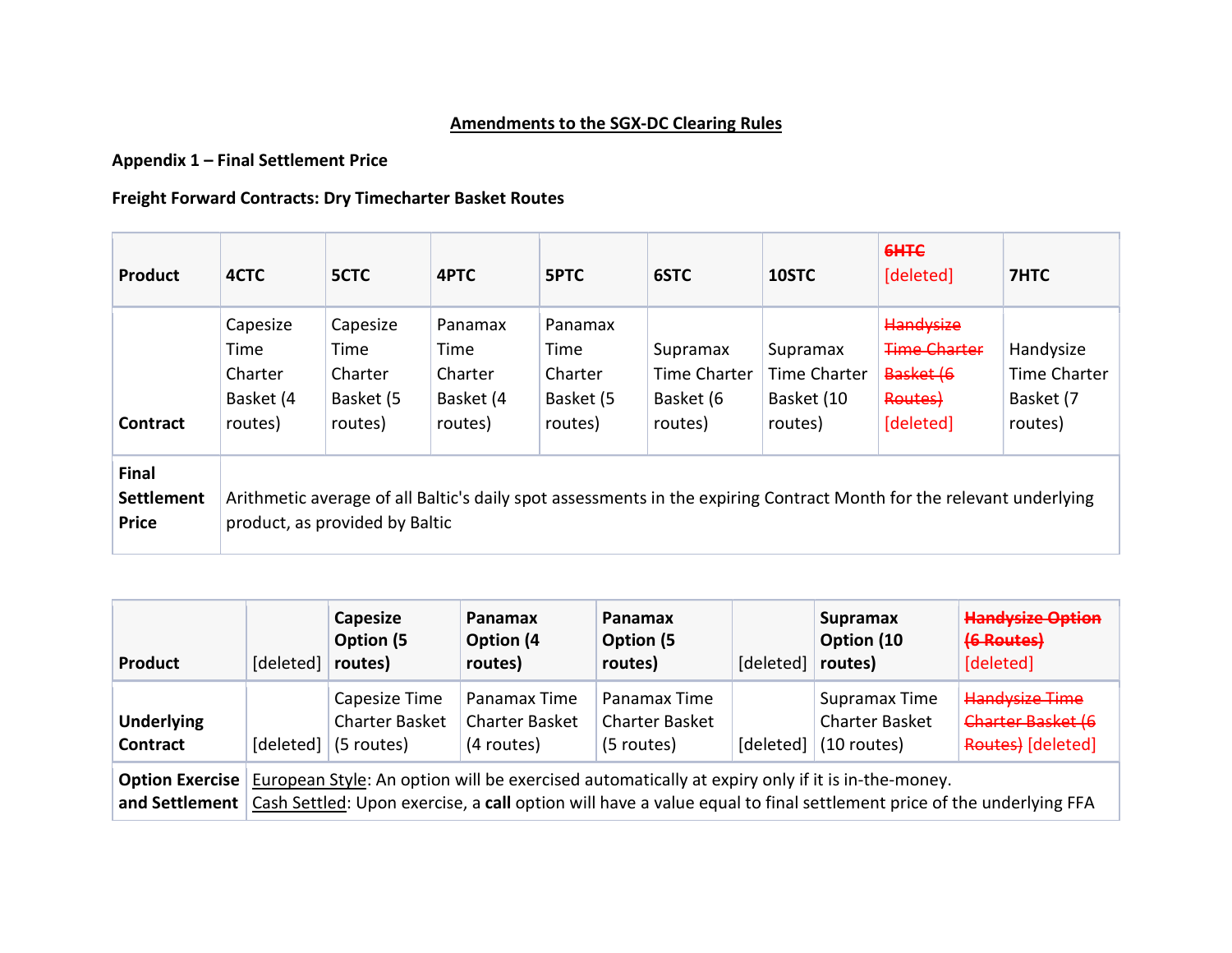**Amendments to the SGX-DC Clearing Rules**

**Appendix 1 – Final Settlement Price**

**Freight Forward Contracts: Dry Timecharter Basket Routes**

| **Product** | **4CTC** | **5CTC** | **4PTC** | **5PTC** | **6STC** | **10STC** | ~~6HTC~~ [deleted] | **7HTC** |
|---|---|---|---|---|---|---|---|---|
| **Contract** | Capesize Time Charter Basket (4 routes) | Capesize Time Charter Basket (5 routes) | Panamax Time Charter Basket (4 routes) | Panamax Time Charter Basket (5 routes) | Supramax Time Charter Basket (6 routes) | Supramax Time Charter Basket (10 routes) | ~~Handysize Time Charter Basket (6 Routes)~~ [deleted] | Handysize Time Charter Basket (7 routes) |
| **Final Settlement Price** | Arithmetic average of all Baltic's daily spot assessments in the expiring Contract Month for the relevant underlying product, as provided by Baltic | | | | | | | |

| **Product** | [deleted] | **Capesize Option (5 routes)** | **Panamax Option (4 routes)** | **Panamax Option (5 routes)** | [deleted] | **Supramax Option (10 routes)** | ~~**Handysize Option (6 Routes)**~~ [deleted] |
|---|---|---|---|---|---|---|---|
| **Underlying Contract** | [deleted] | Capesize Time Charter Basket (5 routes) | Panamax Time Charter Basket (4 routes) | Panamax Time Charter Basket (5 routes) | [deleted] | Supramax Time Charter Basket (10 routes) | ~~Handysize Time Charter Basket (6 Routes)~~ [deleted] |
| **Option Exercise and Settlement** | European Style: An option will be exercised automatically at expiry only if it is in-the-money. Cash Settled: Upon exercise, a **call** option will have a value equal to final settlement price of the underlying FFA | | | | | | |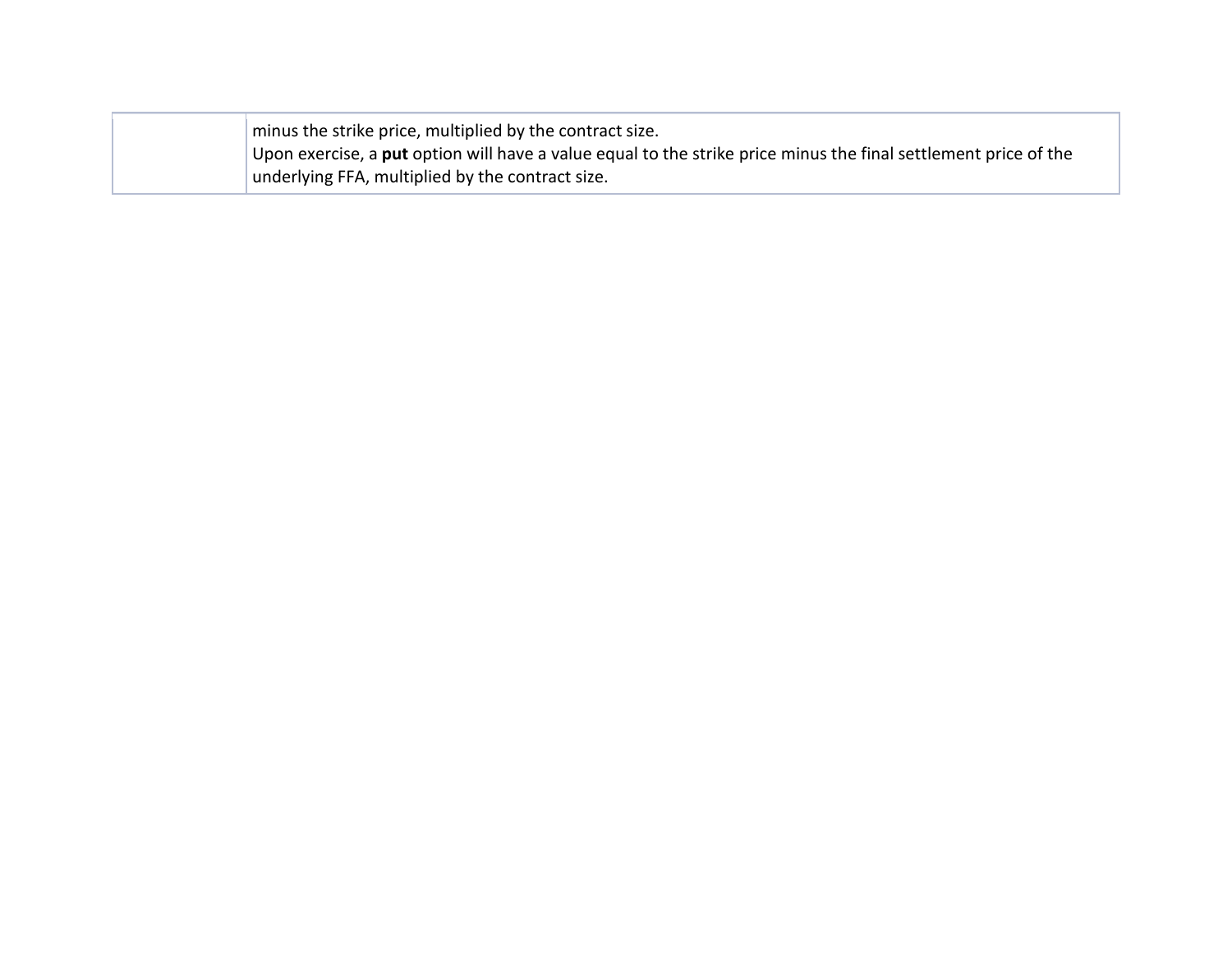| | |
|---|---|
| | minus the strike price, multiplied by the contract size.<br>Upon exercise, a **put** option will have a value equal to the strike price minus the final settlement price of the underlying FFA, multiplied by the contract size. |